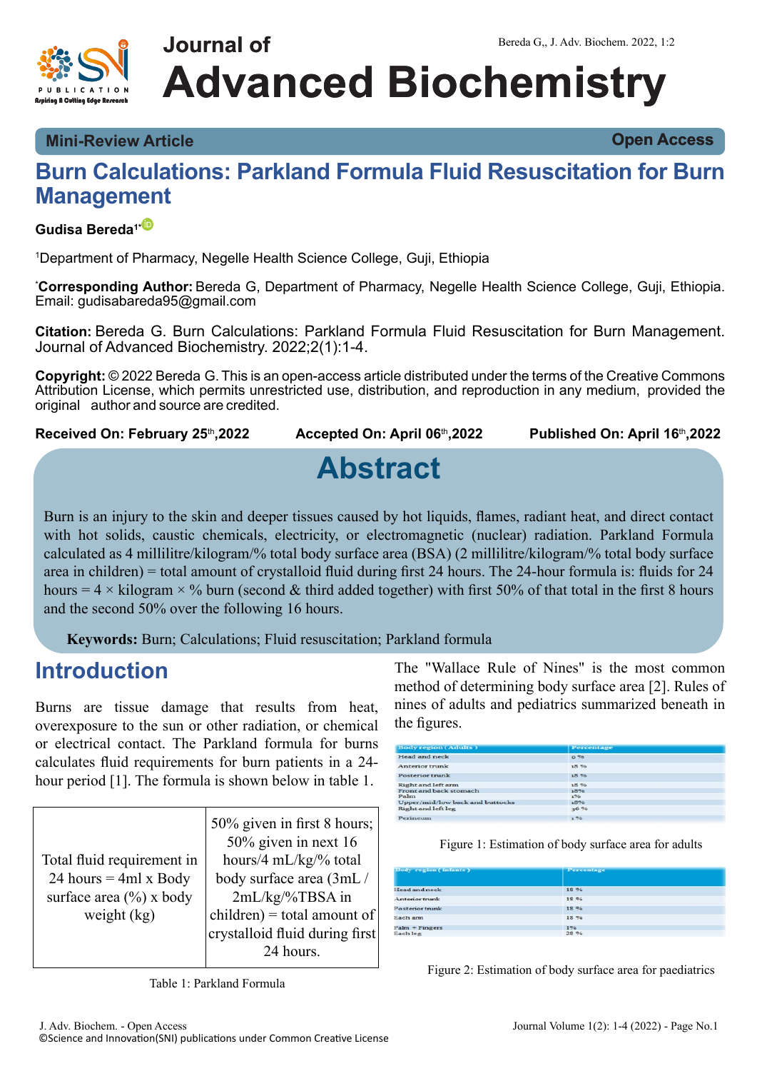Mini-Review Article | Open Access

# Burn Calculations: Parkland Formula Fluid Resuscitation for Burn Management

**Gudisa Bereda**[1*]

[1]Department of Pharmacy, Negelle Health Science College, Guji, Ethiopia

[*]**Corresponding Author:** Bereda G, Department of Pharmacy, Negelle Health Science College, Guji, Ethiopia. Email: gudisabareda95@gmail.com

**Citation:** Bereda G. Burn Calculations: Parkland Formula Fluid Resuscitation for Burn Management. Journal of Advanced Biochemistry. 2022;2(1):1-4.

**Copyright:** © 2022 Bereda G. This is an open-access article distributed under the terms of the Creative Commons Attribution License, which permits unrestricted use, distribution, and reproduction in any medium, provided the original author and source are credited.

**Received On: February 25th,2022** **Accepted On: April 06th,2022** **Published On: April 16th,2022**

## Abstract

Burn is an injury to the skin and deeper tissues caused by hot liquids, flames, radiant heat, and direct contact with hot solids, caustic chemicals, electricity, or electromagnetic (nuclear) radiation. Parkland Formula calculated as 4 millilitre/kilogram/% total body surface area (BSA) (2 millilitre/kilogram/% total body surface area in children) = total amount of crystalloid fluid during first 24 hours. The 24-hour formula is: fluids for 24 hours = 4 × kilogram × % burn (second & third added together) with first 50% of that total in the first 8 hours and the second 50% over the following 16 hours.

**Keywords:** Burn; Calculations; Fluid resuscitation; Parkland formula

## Introduction

Burns are tissue damage that results from heat, overexposure to the sun or other radiation, or chemical or electrical contact. The Parkland formula for burns calculates fluid requirements for burn patients in a 24-hour period [1]. The formula is shown below in table 1.

| Total fluid requirement in 24 hours = 4ml x Body surface area (%) x body weight (kg) | 50% given in first 8 hours; 50% given in next 16 hours/4 mL/kg/% total body surface area (3mL / 2mL/kg/%TBSA in children) = total amount of crystalloid fluid during first 24 hours. |
|---|---|

Table 1: Parkland Formula

The "Wallace Rule of Nines" is the most common method of determining body surface area [2]. Rules of nines of adults and pediatrics summarized beneath in the figures.

| Body region (Adults) | Percentage |
|---|---|
| Head and neck | 9 % |
| Anterior trunk | 18 % |
| Posterior trunk | 18 % |
| Right and left arm | 18 % |
| Front and back stomach | 18% |
| Palm | 1% |
| Upper/mid/low back and buttocks | 18% |
| Right and left leg | 36 % |
| Perineum | 1 % |

Figure 1: Estimation of body surface area for adults

| Body region (infants) | Percentage |
|---|---|
| Head and neck | 18 % |
| Anterior trunk | 18 % |
| Posterior trunk | 18 % |
| Each arm | 18 % |
| Palm + Fingers | 1% |
| Each leg | 28 % |

Figure 2: Estimation of body surface area for paediatrics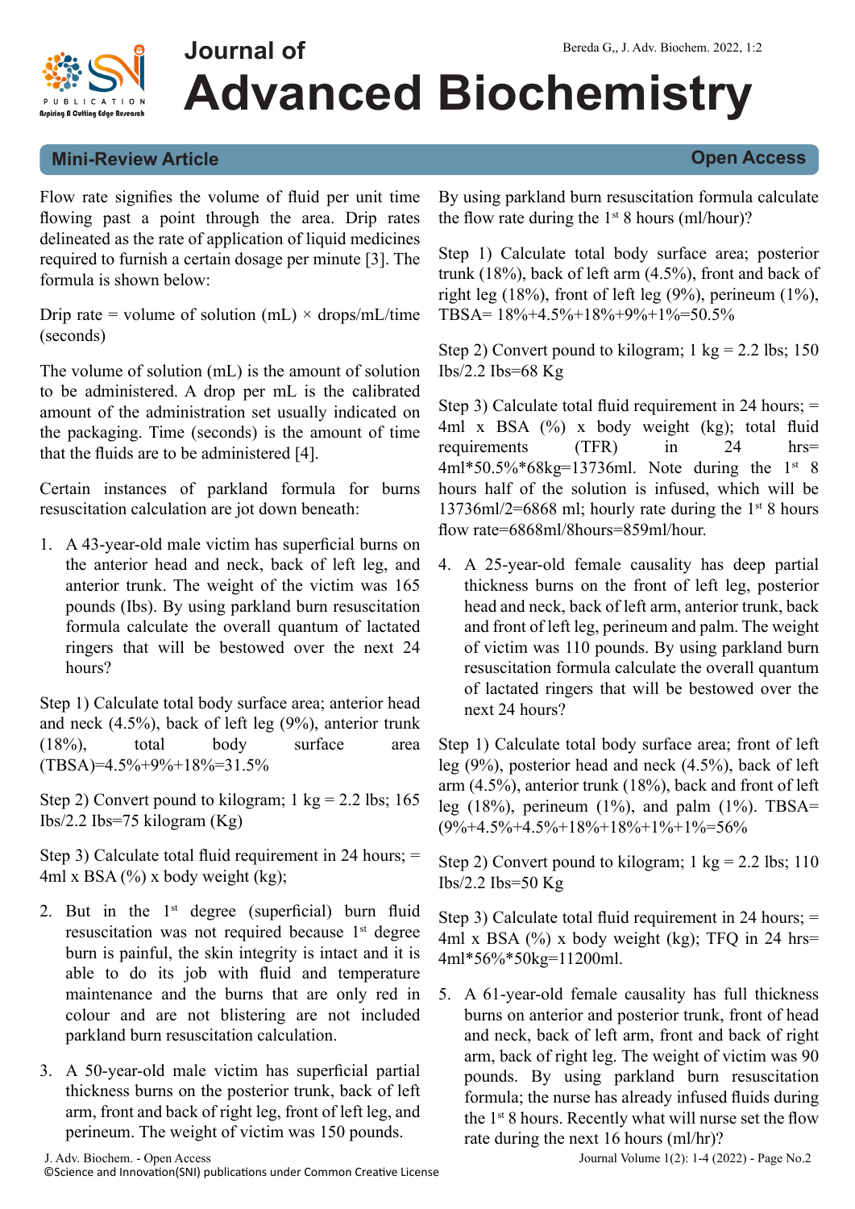Flow rate signifies the volume of fluid per unit time flowing past a point through the area. Drip rates delineated as the rate of application of liquid medicines required to furnish a certain dosage per minute [3]. The formula is shown below:

Drip rate = volume of solution (mL) × drops/mL/time (seconds)

The volume of solution (mL) is the amount of solution to be administered. A drop per mL is the calibrated amount of the administration set usually indicated on the packaging. Time (seconds) is the amount of time that the fluids are to be administered [4].

Certain instances of parkland formula for burns resuscitation calculation are jot down beneath:

1. A 43-year-old male victim has superficial burns on the anterior head and neck, back of left leg, and anterior trunk. The weight of the victim was 165 pounds (Ibs). By using parkland burn resuscitation formula calculate the overall quantum of lactated ringers that will be bestowed over the next 24 hours?

Step 1) Calculate total body surface area; anterior head and neck (4.5%), back of left leg (9%), anterior trunk (18%), total body surface area (TBSA)=4.5%+9%+18%=31.5%

Step 2) Convert pound to kilogram; 1 kg = 2.2 lbs; 165 Ibs/2.2 Ibs=75 kilogram (Kg)

Step 3) Calculate total fluid requirement in 24 hours; = 4ml x BSA (%) x body weight (kg);

2. But in the 1st degree (superficial) burn fluid resuscitation was not required because 1st degree burn is painful, the skin integrity is intact and it is able to do its job with fluid and temperature maintenance and the burns that are only red in colour and are not blistering are not included parkland burn resuscitation calculation.

3. A 50-year-old male victim has superficial partial thickness burns on the posterior trunk, back of left arm, front and back of right leg, front of left leg, and perineum. The weight of victim was 150 pounds.

By using parkland burn resuscitation formula calculate the flow rate during the 1st 8 hours (ml/hour)?

Step 1) Calculate total body surface area; posterior trunk (18%), back of left arm (4.5%), front and back of right leg (18%), front of left leg (9%), perineum (1%), TBSA= 18%+4.5%+18%+9%+1%=50.5%

Step 2) Convert pound to kilogram; 1 kg = 2.2 lbs; 150 Ibs/2.2 Ibs=68 Kg

Step 3) Calculate total fluid requirement in 24 hours; = 4ml x BSA (%) x body weight (kg); total fluid requirements (TFR) in 24 hrs= 4ml*50.5%*68kg=13736ml. Note during the 1st 8 hours half of the solution is infused, which will be 13736ml/2=6868 ml; hourly rate during the 1st 8 hours flow rate=6868ml/8hours=859ml/hour.

4. A 25-year-old female causality has deep partial thickness burns on the front of left leg, posterior head and neck, back of left arm, anterior trunk, back and front of left leg, perineum and palm. The weight of victim was 110 pounds. By using parkland burn resuscitation formula calculate the overall quantum of lactated ringers that will be bestowed over the next 24 hours?

Step 1) Calculate total body surface area; front of left leg (9%), posterior head and neck (4.5%), back of left arm (4.5%), anterior trunk (18%), back and front of left leg (18%), perineum (1%), and palm (1%). TBSA= (9%+4.5%+4.5%+18%+18%+1%+1%=56%

Step 2) Convert pound to kilogram; 1 kg = 2.2 lbs; 110 Ibs/2.2 Ibs=50 Kg

Step 3) Calculate total fluid requirement in 24 hours; = 4ml x BSA (%) x body weight (kg); TFQ in 24 hrs= 4ml*56%*50kg=11200ml.

5. A 61-year-old female causality has full thickness burns on anterior and posterior trunk, front of head and neck, back of left arm, front and back of right arm, back of right leg. The weight of victim was 90 pounds. By using parkland burn resuscitation formula; the nurse has already infused fluids during the 1st 8 hours. Recently what will nurse set the flow rate during the next 16 hours (ml/hr)?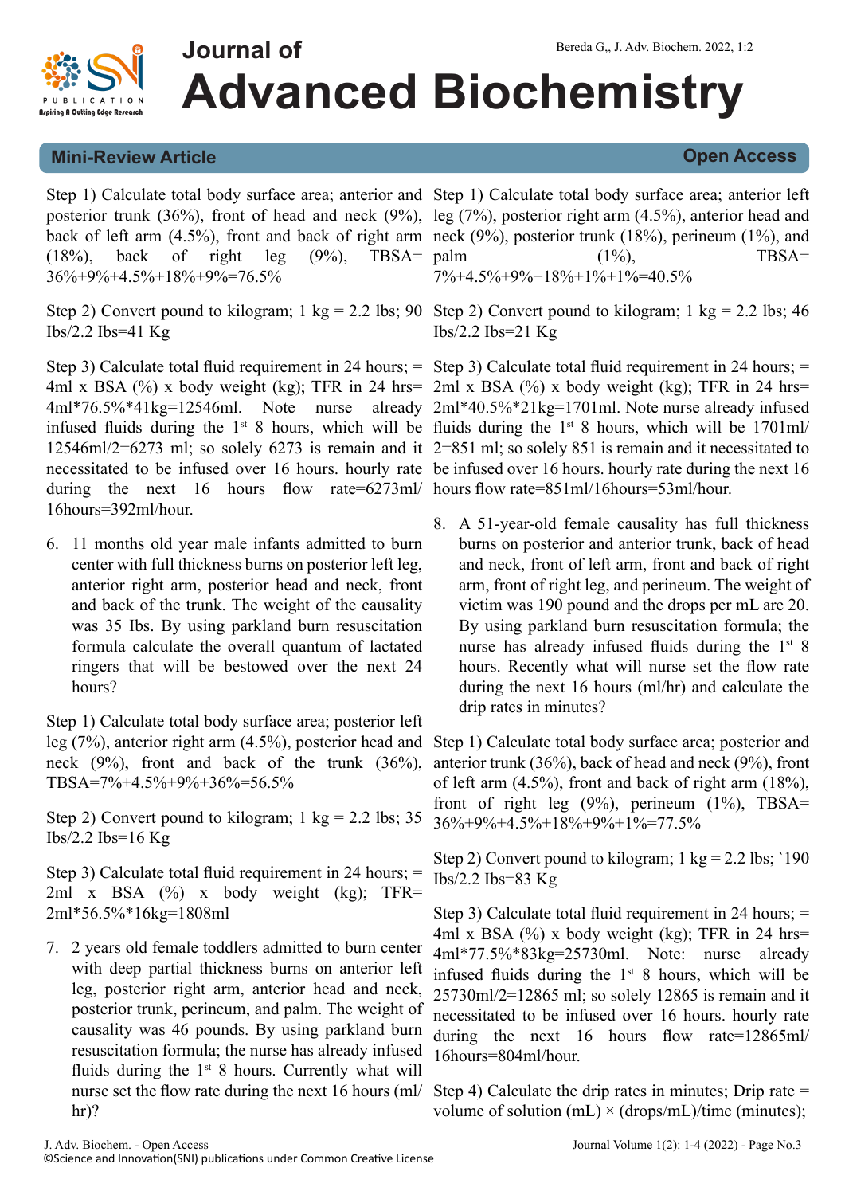Step 1) Calculate total body surface area; anterior and posterior trunk (36%), front of head and neck (9%), back of left arm (4.5%), front and back of right arm (18%), back of right leg (9%), TBSA= 36%+9%+4.5%+18%+9%=76.5%

Step 2) Convert pound to kilogram; 1 kg = 2.2 lbs; 90 Ibs/2.2 Ibs=41 Kg

Step 3) Calculate total fluid requirement in 24 hours; = 4ml x BSA (%) x body weight (kg); TFR in 24 hrs= 4ml*76.5%*41kg=12546ml. Note nurse already infused fluids during the 1st 8 hours, which will be 12546ml/2=6273 ml; so solely 6273 is remain and it necessitated to be infused over 16 hours. hourly rate during the next 16 hours flow rate=6273ml/16hours=392ml/hour.

6. 11 months old year male infants admitted to burn center with full thickness burns on posterior left leg, anterior right arm, posterior head and neck, front and back of the trunk. The weight of the causality was 35 Ibs. By using parkland burn resuscitation formula calculate the overall quantum of lactated ringers that will be bestowed over the next 24 hours?

Step 1) Calculate total body surface area; posterior left leg (7%), anterior right arm (4.5%), posterior head and neck (9%), front and back of the trunk (36%), TBSA=7%+4.5%+9%+36%=56.5%

Step 2) Convert pound to kilogram; 1 kg = 2.2 lbs; 35 Ibs/2.2 Ibs=16 Kg

Step 3) Calculate total fluid requirement in 24 hours; = 2ml x BSA (%) x body weight (kg); TFR= 2ml*56.5%*16kg=1808ml

7. 2 years old female toddlers admitted to burn center with deep partial thickness burns on anterior left leg, posterior right arm, anterior head and neck, posterior trunk, perineum, and palm. The weight of causality was 46 pounds. By using parkland burn resuscitation formula; the nurse has already infused fluids during the 1st 8 hours. Currently what will nurse set the flow rate during the next 16 hours (ml/hr)?

Step 1) Calculate total body surface area; anterior left leg (7%), posterior right arm (4.5%), anterior head and neck (9%), posterior trunk (18%), perineum (1%), and palm (1%), TBSA= 7%+4.5%+9%+18%+1%+1%=40.5%

Step 2) Convert pound to kilogram; 1 kg = 2.2 lbs; 46 Ibs/2.2 Ibs=21 Kg

Step 3) Calculate total fluid requirement in 24 hours; = 2ml x BSA (%) x body weight (kg); TFR in 24 hrs= 2ml*40.5%*21kg=1701ml. Note nurse already infused fluids during the 1st 8 hours, which will be 1701ml/2=851 ml; so solely 851 is remain and it necessitated to be infused over 16 hours. hourly rate during the next 16 hours flow rate=851ml/16hours=53ml/hour.

8. A 51-year-old female causality has full thickness burns on posterior and anterior trunk, back of head and neck, front of left arm, front and back of right arm, front of right leg, and perineum. The weight of victim was 190 pound and the drops per mL are 20. By using parkland burn resuscitation formula; the nurse has already infused fluids during the 1st 8 hours. Recently what will nurse set the flow rate during the next 16 hours (ml/hr) and calculate the drip rates in minutes?

Step 1) Calculate total body surface area; posterior and anterior trunk (36%), back of head and neck (9%), front of left arm (4.5%), front and back of right arm (18%), front of right leg (9%), perineum (1%), TBSA= 36%+9%+4.5%+18%+9%+1%=77.5%

Step 2) Convert pound to kilogram; 1 kg = 2.2 lbs; `190 Ibs/2.2 Ibs=83 Kg

Step 3) Calculate total fluid requirement in 24 hours; = 4ml x BSA (%) x body weight (kg); TFR in 24 hrs= 4ml*77.5%*83kg=25730ml. Note: nurse already infused fluids during the 1st 8 hours, which will be 25730ml/2=12865 ml; so solely 12865 is remain and it necessitated to be infused over 16 hours. hourly rate during the next 16 hours flow rate=12865ml/16hours=804ml/hour.

Step 4) Calculate the drip rates in minutes; Drip rate = volume of solution (mL) × (drops/mL)/time (minutes);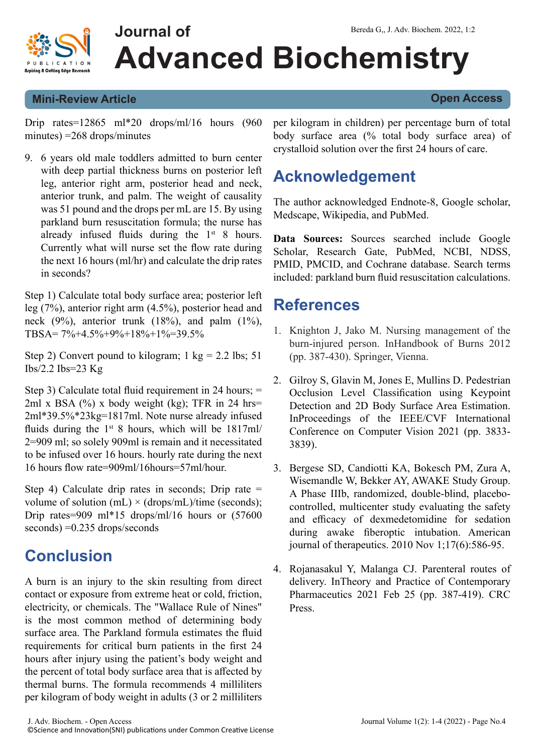Drip rates=12865 ml*20 drops/ml/16 hours (960 minutes) =268 drops/minutes

9. 6 years old male toddlers admitted to burn center with deep partial thickness burns on posterior left leg, anterior right arm, posterior head and neck, anterior trunk, and palm. The weight of causality was 51 pound and the drops per mL are 15. By using parkland burn resuscitation formula; the nurse has already infused fluids during the 1st 8 hours. Currently what will nurse set the flow rate during the next 16 hours (ml/hr) and calculate the drip rates in seconds?

Step 1) Calculate total body surface area; posterior left leg (7%), anterior right arm (4.5%), posterior head and neck (9%), anterior trunk (18%), and palm (1%), TBSA= 7%+4.5%+9%+18%+1%=39.5%

Step 2) Convert pound to kilogram; 1 kg = 2.2 lbs; 51 Ibs/2.2 Ibs=23 Kg

Step 3) Calculate total fluid requirement in 24 hours; = 2ml x BSA (%) x body weight (kg); TFR in 24 hrs= 2ml*39.5%*23kg=1817ml. Note nurse already infused fluids during the 1st 8 hours, which will be 1817ml/2=909 ml; so solely 909ml is remain and it necessitated to be infused over 16 hours. hourly rate during the next 16 hours flow rate=909ml/16hours=57ml/hour.

Step 4) Calculate drip rates in seconds; Drip rate = volume of solution (mL) × (drops/mL)/time (seconds); Drip rates=909 ml*15 drops/ml/16 hours or (57600 seconds) =0.235 drops/seconds

## Conclusion

A burn is an injury to the skin resulting from direct contact or exposure from extreme heat or cold, friction, electricity, or chemicals. The "Wallace Rule of Nines" is the most common method of determining body surface area. The Parkland formula estimates the fluid requirements for critical burn patients in the first 24 hours after injury using the patient's body weight and the percent of total body surface area that is affected by thermal burns. The formula recommends 4 milliliters per kilogram of body weight in adults (3 or 2 milliliters per kilogram in children) per percentage burn of total body surface area (% total body surface area) of crystalloid solution over the first 24 hours of care.

## Acknowledgement

The author acknowledged Endnote-8, Google scholar, Medscape, Wikipedia, and PubMed.

**Data Sources:** Sources searched include Google Scholar, Research Gate, PubMed, NCBI, NDSS, PMID, PMCID, and Cochrane database. Search terms included: parkland burn fluid resuscitation calculations.

## References

1. Knighton J, Jako M. Nursing management of the burn-injured person. InHandbook of Burns 2012 (pp. 387-430). Springer, Vienna.

2. Gilroy S, Glavin M, Jones E, Mullins D. Pedestrian Occlusion Level Classification using Keypoint Detection and 2D Body Surface Area Estimation. InProceedings of the IEEE/CVF International Conference on Computer Vision 2021 (pp. 3833-3839).

3. Bergese SD, Candiotti KA, Bokesch PM, Zura A, Wisemandle W, Bekker AY, AWAKE Study Group. A Phase IIIb, randomized, double-blind, placebo-controlled, multicenter study evaluating the safety and efficacy of dexmedetomidine for sedation during awake fiberoptic intubation. American journal of therapeutics. 2010 Nov 1;17(6):586-95.

4. Rojanasakul Y, Malanga CJ. Parenteral routes of delivery. InTheory and Practice of Contemporary Pharmaceutics 2021 Feb 25 (pp. 387-419). CRC Press.